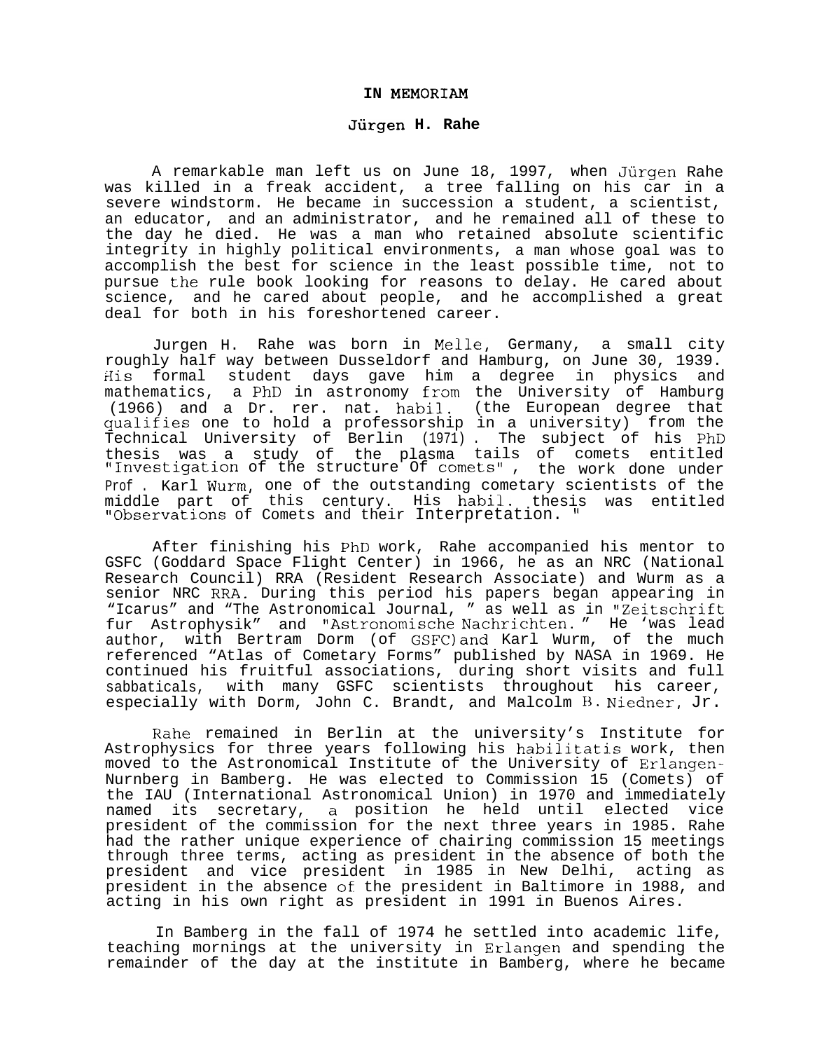# IN MEMORIAM

## Jürgen H. Rahe

A remarkable man left us on June 18, 1997, when Jürgen Rahe was killed in a freak accident, a tree falling on his car in a severe windstorm. He became in succession a student, a scientist, an educator, and an administrator, and he remained all of these to the day he died. He was a man who retained absolute scientific integrity in highly political environments, a man whose goal was to accomplish the best for science in the least possible time, not to pursue the rule book looking for reasons to delay. He cared about science, and he cared about people, and he accomplished a great deal for both in his foreshortened career.

Jurgen H. Rahe was born in Melle, Germany, a small city roughly half way between Dusseldorf and Hamburg, on June 30, 1939. His formal student days gave him a degree in physics and mathematics, a PhD in astronomy from the University of Hamburg (1966) and a Dr. rer. nat. habil. (the European degree that qualifies one to hold a professorship in a university) from the Technical University of Berlin (1971). The subject of his PhD thesis was a study of the plasma tails of comets entitled "Investigation of the structure Of comets", the work done under Prof. Karl Wurm, one of the outstanding cometary scientists of the middle part of this century. His habil. thesis was entitled "Observations of Comets and their Interpretation."

After finishing his PhD work, Rahe accompanied his mentor to GSFC (Goddard Space Flight Center) in 1966, he as an NRC (National Research Council) RRA (Resident Research Associate) and Wurm as a senior NRC RRA. During this period his papers began appearing in "Icarus" and "The Astronomical Journal," as well as in "Zeitschrift fur Astrophysik" and "Astronomische Nachrichten." He 'was lead author, with Bertram Dorm (of GSFC) and Karl Wurm, of the much referenced "Atlas of Cometary Forms" published by NASA in 1969. He continued his fruitful associations, during short visits and full sabbaticals, with many GSFC scientists throughout his career, especially with Dorm, John C. Brandt, and Malcolm B. Niedner, Jr.

Rahe remained in Berlin at the university's Institute for Astrophysics for three years following his habilitatis work, then moved to the Astronomical Institute of the University of Erlangen-Nurnberg in Bamberg. He was elected to Commission 15 (Comets) of the IAU (International Astronomical Union) in 1970 and immediately named its secretary, a position he held until elected vice president of the commission for the next three years in 1985. Rahe had the rather unique experience of chairing commission 15 meetings through three terms, acting as president in the absence of both the president and vice president in 1985 in New Delhi, acting as president in the absence of the president in Baltimore in 1988, and acting in his own right as president in 1991 in Buenos Aires.

In Bamberg in the fall of 1974 he settled into academic life, teaching mornings at the university in Erlangen and spending the remainder of the day at the institute in Bamberg, where he became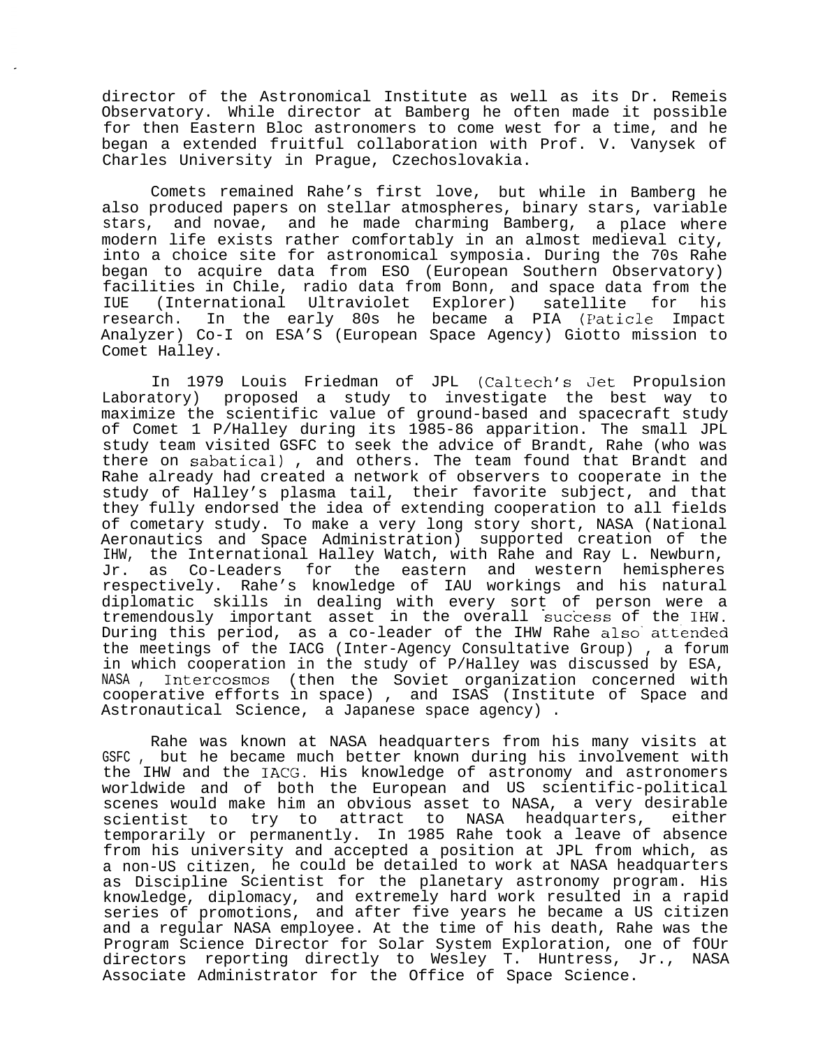director of the Astronomical Institute as well as its Dr. Remeis Observatory. While director at Bamberg he often made it possible for then Eastern Bloc astronomers to come west for a time, and he began a extended fruitful collaboration with Prof. V. Vanysek of Charles University in Prague, Czechoslovakia.

Comets remained Rahe's first love, but while in Bamberg he also produced papers on stellar atmospheres, binary stars, variable stars, and novae, and he made charming Bamberg, a place where modern life exists rather comfortably in an almost medieval city, into a choice site for astronomical symposia. During the 70s Rahe began to acquire data from ESO (European Southern Observatory) facilities in Chile, radio data from Bonn, and space data from the IUE (International Ultraviolet Explorer) satellite for his research. In the early 80s he became a PIA (Paticle Impact Analyzer) Co-I on ESA'S (European Space Agency) Giotto mission to Comet Halley.

In 1979 Louis Friedman of JPL (Caltech's Jet Propulsion Laboratory) proposed a study to investigate the best way to maximize the scientific value of ground-based and spacecraft study of Comet 1 P/Halley during its 1985-86 apparition. The small JPL study team visited GSFC to seek the advice of Brandt, Rahe (who was there on sabatical) , and others. The team found that Brandt and Rahe already had created a network of observers to cooperate in the study of Halley's plasma tail, their favorite subject, and that they fully endorsed the idea of extending cooperation to all fields of cometary study. To make a very long story short, NASA (National Aeronautics and Space Administration) supported creation of the IHW, the International Halley Watch, with Rahe and Ray L. Newburn, Jr. as Co-Leaders for the eastern and western hemispheres respectively. Rahe's knowledge of IAU workings and his natural diplomatic skills in dealing with every sort of person were a tremendously important asset in the overall success of the IHW. During this period, as a co-leader of the IHW Rahe also attended the meetings of the IACG (Inter-Agency Consultative Group) , a forum in which cooperation in the study of P/Halley was discussed by ESA, NASA , Intercosmos (then the Soviet organization concerned with cooperative efforts in space) , and ISAS (Institute of Space and Astronautical Science, a Japanese space agency) .

Rahe was known at NASA headquarters from his many visits at GSFC , but he became much better known during his involvement with the IHW and the IACG. His knowledge of astronomy and astronomers worldwide and of both the European and US scientific-political scenes would make him an obvious asset to NASA, a very desirable scientist to try to attract to NASA headquarters, either temporarily or permanently. In 1985 Rahe took a leave of absence from his university and accepted a position at JPL from which, as a non-US citizen, he could be detailed to work at NASA headquarters as Discipline Scientist for the planetary astronomy program. His knowledge, diplomacy, and extremely hard work resulted in a rapid series of promotions, and after five years he became a US citizen and a regular NASA employee. At the time of his death, Rahe was the Program Science Director for Solar System Exploration, one of fOUr directors reporting directly to Wesley T. Huntress, Jr., NASA Associate Administrator for the Office of Space Science.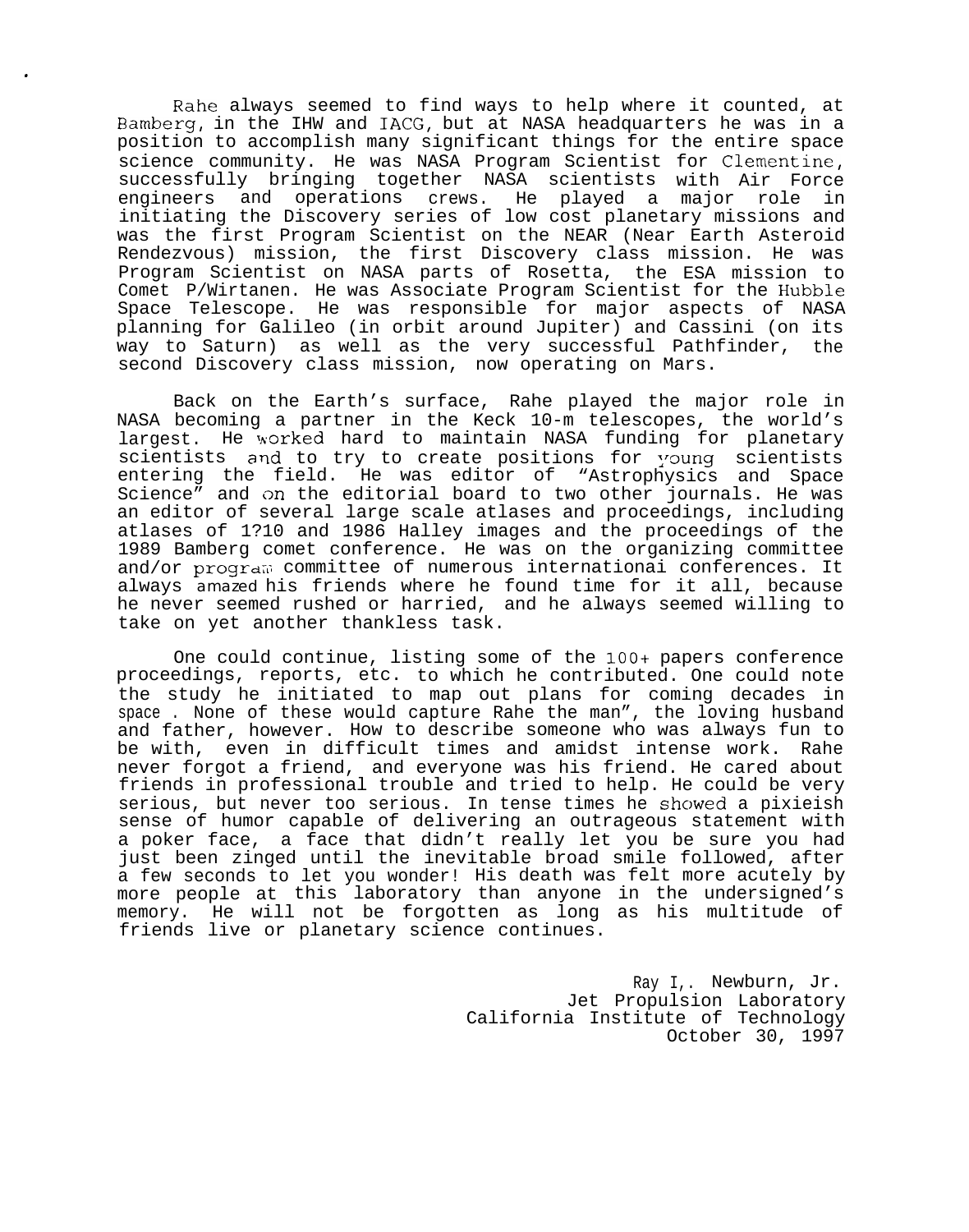Rahe always seemed to find ways to help where it counted, at Bamberg, in the IHW and IACG, but at NASA headquarters he was in a position to accomplish many significant things for the entire space science community. He was NASA Program Scientist for Clementine, successfully bringing together NASA scientists with Air Force engineers and operations crews. He played a major role in initiating the Discovery series of low cost planetary missions and was the first Program Scientist on the NEAR (Near Earth Asteroid Rendezvous) mission, the first Discovery class mission. He was Program Scientist on NASA parts of Rosetta, the ESA mission to Comet P/Wirtanen. He was Associate Program Scientist for the Hubble Space Telescope. He was responsible for major aspects of NASA planning for Galileo (in orbit around Jupiter) and Cassini (on its way to Saturn) as well as the very successful Pathfinder, the second Discovery class mission, now operating on Mars.

Back on the Earth's surface, Rahe played the major role in NASA becoming a partner in the Keck 10-m telescopes, the world's largest. He worked hard to maintain NASA funding for planetary scientists and to try to create positions for young scientists entering the field. He was editor of "Astrophysics and Space Science" and on the editorial board to two other journals. He was an editor of several large scale atlases and proceedings, including atlases of 1?10 and 1986 Halley images and the proceedings of the 1989 Bamberg comet conference. He was on the organizing committee and/or program committee of numerous internationai conferences. It always amazed his friends where he found time for it all, because he never seemed rushed or harried, and he always seemed willing to take on yet another thankless task.

One could continue, listing some of the 100+ papers conference proceedings, reports, etc. to which he contributed. One could note the study he initiated to map out plans for coming decades in space . None of these would capture Rahe the man", the loving husband and father, however. How to describe someone who was always fun to be with, even in difficult times and amidst intense work. Rahe never forgot a friend, and everyone was his friend. He cared about friends in professional trouble and tried to help. He could be very serious, but never too serious. In tense times he showed a pixieish sense of humor capable of delivering an outrageous statement with a poker face, a face that didn't really let you be sure you had just been zinged until the inevitable broad smile followed, after a few seconds to let you wonder! His death was felt more acutely by more people at this laboratory than anyone in the undersigned's memory. He will not be forgotten as long as his multitude of friends live or planetary science continues.

Ray I,. Newburn, Jr.
Jet Propulsion Laboratory
California Institute of Technology
October 30, 1997